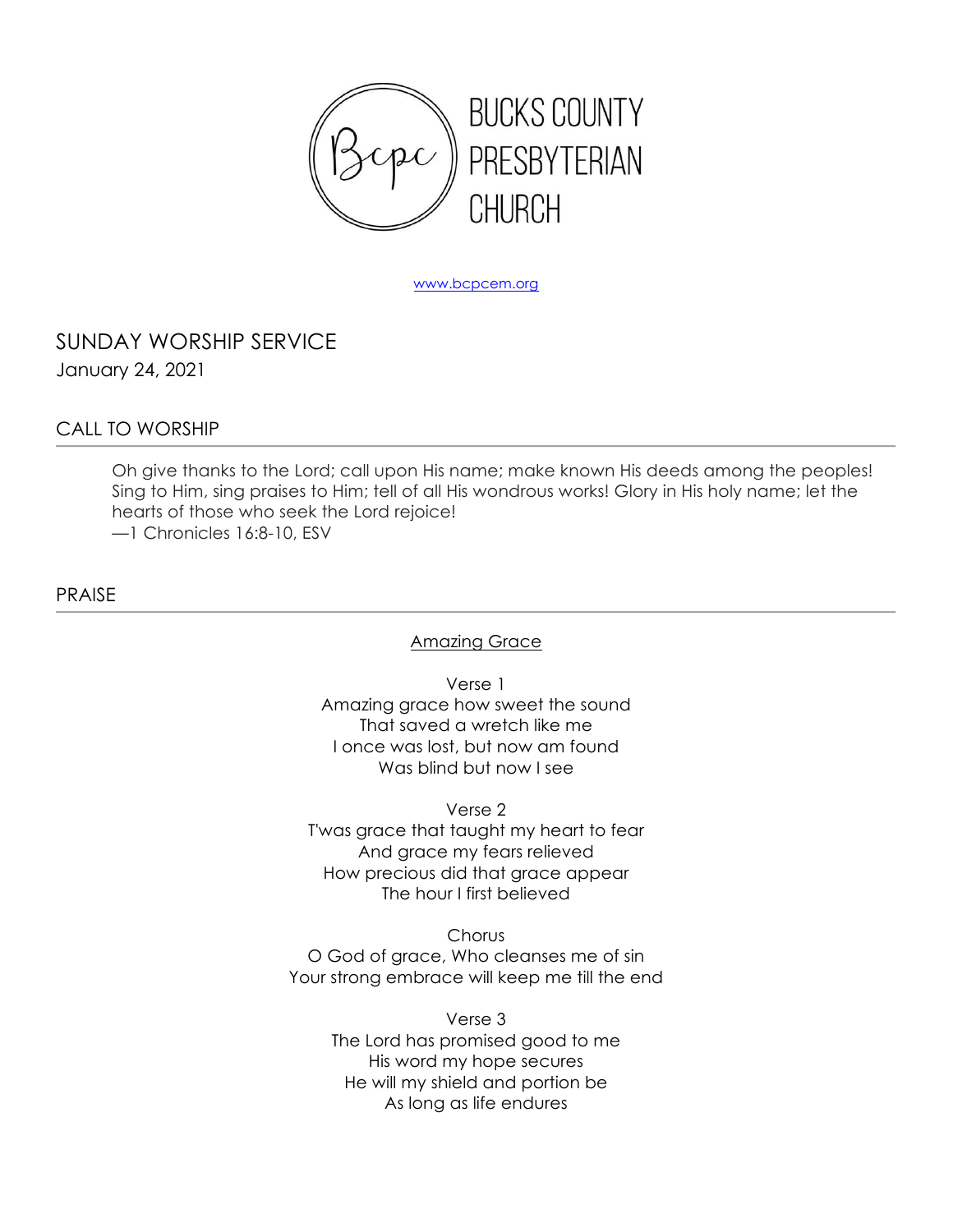# BUCKS COUNTY PRESBYTERIAN CHURCH

www.bcpcem.org

## SUNDAY WORSHIP SERVICE

January 24, 2021

### CALL TO WORSHIP

Oh give thanks to the Lord; call upon His name; make known His deeds among the peoples! Sing to Him, sing praises to Him; tell of all His wondrous works! Glory in His holy name; let the hearts of those who seek the Lord rejoice!
—1 Chronicles 16:8-10, ESV

### PRAISE

Amazing Grace

Verse 1
Amazing grace how sweet the sound
That saved a wretch like me
I once was lost, but now am found
Was blind but now I see

Verse 2
T'was grace that taught my heart to fear
And grace my fears relieved
How precious did that grace appear
The hour I first believed

Chorus
O God of grace, Who cleanses me of sin
Your strong embrace will keep me till the end

Verse 3
The Lord has promised good to me
His word my hope secures
He will my shield and portion be
As long as life endures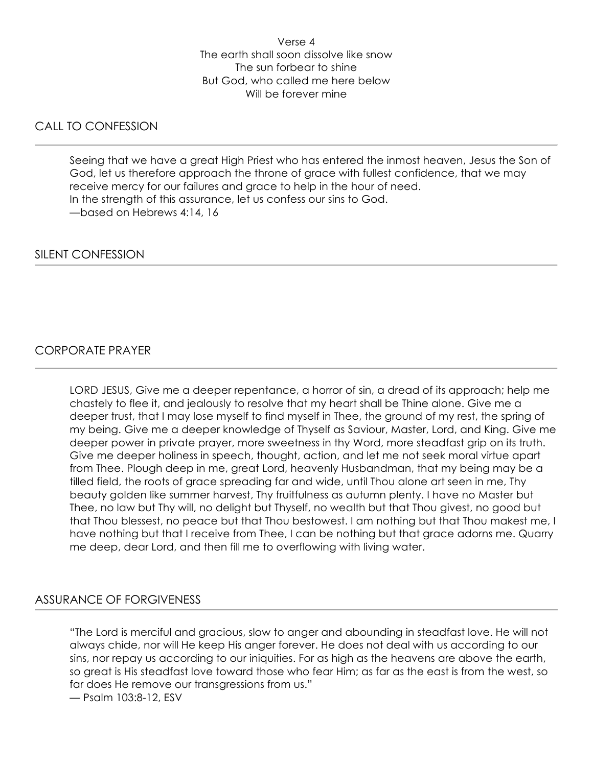Verse 4
The earth shall soon dissolve like snow
The sun forbear to shine
But God, who called me here below
Will be forever mine

## CALL TO CONFESSION

Seeing that we have a great High Priest who has entered the inmost heaven, Jesus the Son of God, let us therefore approach the throne of grace with fullest confidence, that we may receive mercy for our failures and grace to help in the hour of need.
In the strength of this assurance, let us confess our sins to God.
—based on Hebrews 4:14, 16

## SILENT CONFESSION

## CORPORATE PRAYER

LORD JESUS, Give me a deeper repentance, a horror of sin, a dread of its approach; help me chastely to flee it, and jealously to resolve that my heart shall be Thine alone. Give me a deeper trust, that I may lose myself to find myself in Thee, the ground of my rest, the spring of my being. Give me a deeper knowledge of Thyself as Saviour, Master, Lord, and King. Give me deeper power in private prayer, more sweetness in thy Word, more steadfast grip on its truth. Give me deeper holiness in speech, thought, action, and let me not seek moral virtue apart from Thee. Plough deep in me, great Lord, heavenly Husbandman, that my being may be a tilled field, the roots of grace spreading far and wide, until Thou alone art seen in me, Thy beauty golden like summer harvest, Thy fruitfulness as autumn plenty. I have no Master but Thee, no law but Thy will, no delight but Thyself, no wealth but that Thou givest, no good but that Thou blessest, no peace but that Thou bestowest. I am nothing but that Thou makest me, I have nothing but that I receive from Thee, I can be nothing but that grace adorns me. Quarry me deep, dear Lord, and then fill me to overflowing with living water.

## ASSURANCE OF FORGIVENESS

"The Lord is merciful and gracious, slow to anger and abounding in steadfast love. He will not always chide, nor will He keep His anger forever. He does not deal with us according to our sins, nor repay us according to our iniquities. For as high as the heavens are above the earth, so great is His steadfast love toward those who fear Him; as far as the east is from the west, so far does He remove our transgressions from us."
— Psalm 103:8-12, ESV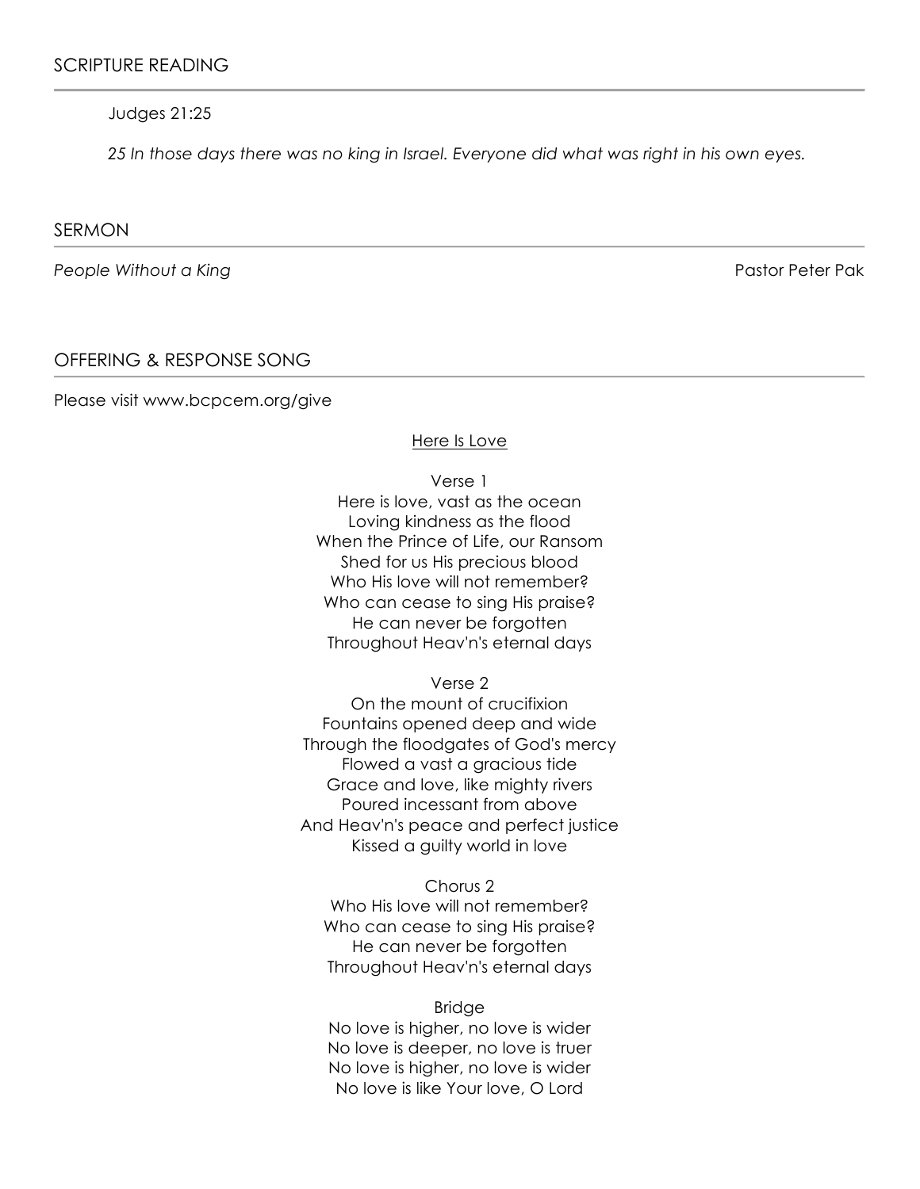## SCRIPTURE READING

Judges 21:25

*25 In those days there was no king in Israel. Everyone did what was right in his own eyes.*

## SERMON

*People Without a King* — Pastor Peter Pak

## OFFERING & RESPONSE SONG

Please visit www.bcpcem.org/give

Here Is Love

Verse 1
Here is love, vast as the ocean
Loving kindness as the flood
When the Prince of Life, our Ransom
Shed for us His precious blood
Who His love will not remember?
Who can cease to sing His praise?
He can never be forgotten
Throughout Heav'n's eternal days

Verse 2
On the mount of crucifixion
Fountains opened deep and wide
Through the floodgates of God's mercy
Flowed a vast a gracious tide
Grace and love, like mighty rivers
Poured incessant from above
And Heav'n's peace and perfect justice
Kissed a guilty world in love

Chorus 2
Who His love will not remember?
Who can cease to sing His praise?
He can never be forgotten
Throughout Heav'n's eternal days

Bridge
No love is higher, no love is wider
No love is deeper, no love is truer
No love is higher, no love is wider
No love is like Your love, O Lord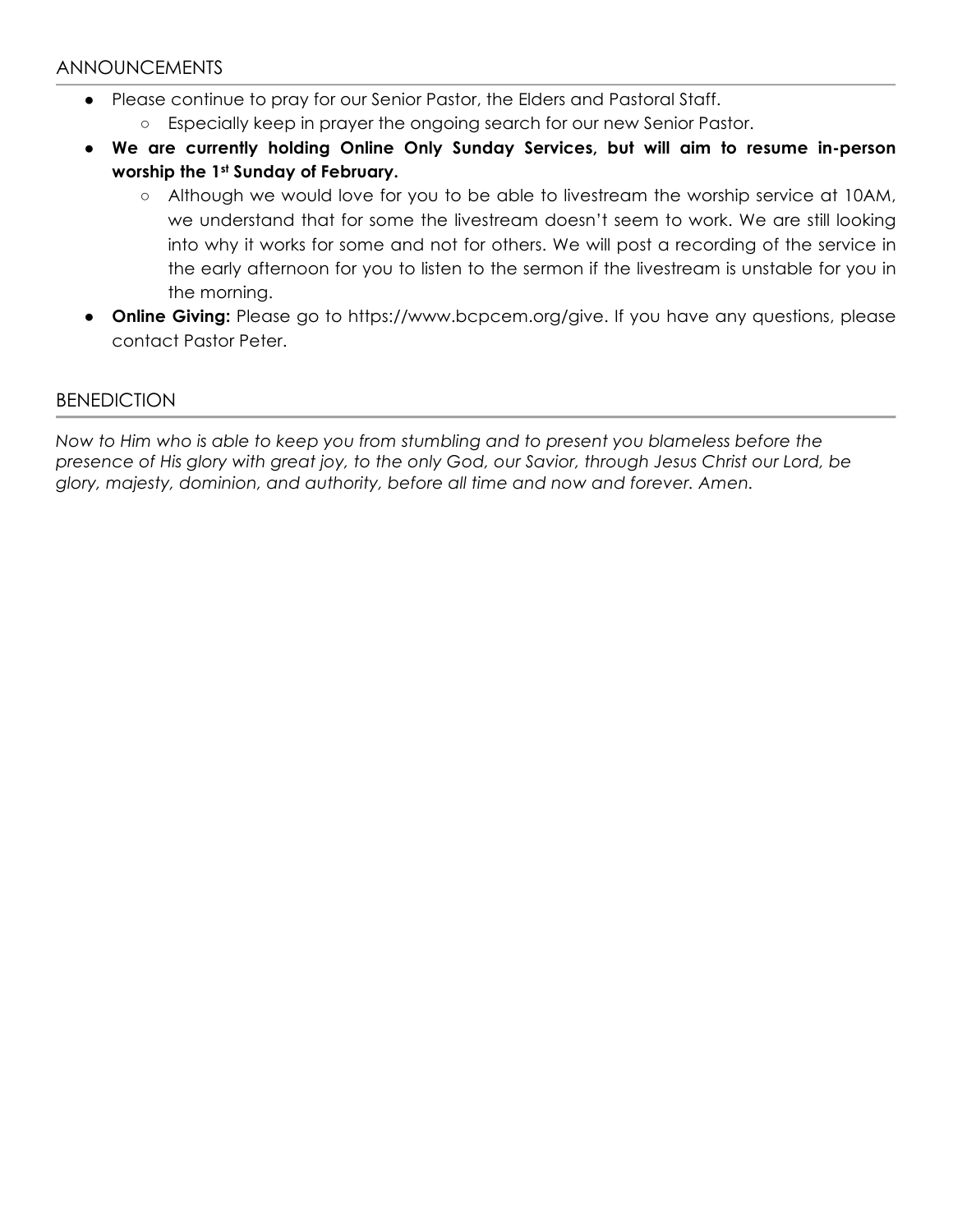## ANNOUNCEMENTS

- Please continue to pray for our Senior Pastor, the Elders and Pastoral Staff.
  - Especially keep in prayer the ongoing search for our new Senior Pastor.
- **We are currently holding Online Only Sunday Services, but will aim to resume in-person worship the 1st Sunday of February.**
  - Although we would love for you to be able to livestream the worship service at 10AM, we understand that for some the livestream doesn't seem to work. We are still looking into why it works for some and not for others. We will post a recording of the service in the early afternoon for you to listen to the sermon if the livestream is unstable for you in the morning.
- **Online Giving:** Please go to https://www.bcpcem.org/give. If you have any questions, please contact Pastor Peter.

## BENEDICTION

*Now to Him who is able to keep you from stumbling and to present you blameless before the presence of His glory with great joy, to the only God, our Savior, through Jesus Christ our Lord, be glory, majesty, dominion, and authority, before all time and now and forever. Amen.*